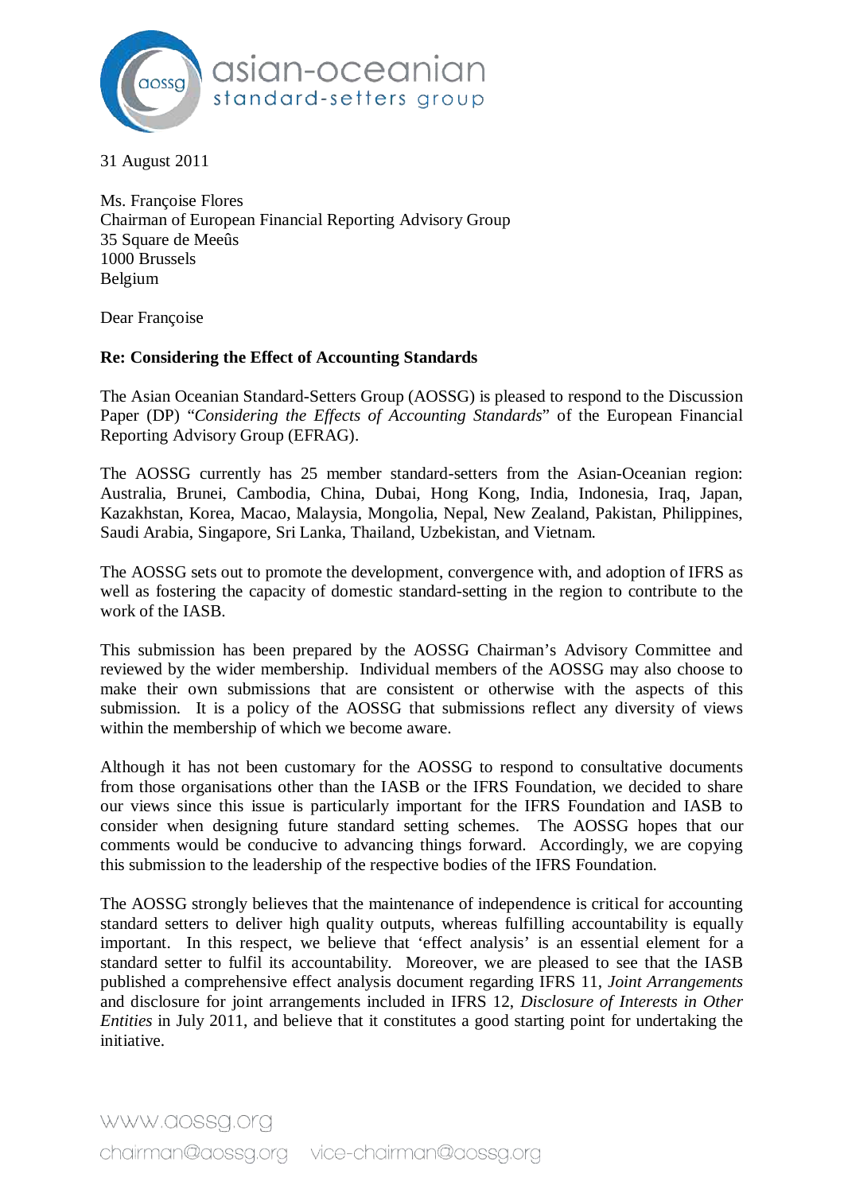31 August 2011

Ms. Françoise Flores
Chairman of European Financial Reporting Advisory Group
35 Square de Meeûs
1000 Brussels
Belgium

Dear Françoise

**Re: Considering the Effect of Accounting Standards**

The Asian Oceanian Standard-Setters Group (AOSSG) is pleased to respond to the Discussion Paper (DP) "*Considering the Effects of Accounting Standards*" of the European Financial Reporting Advisory Group (EFRAG).

The AOSSG currently has 25 member standard-setters from the Asian-Oceanian region: Australia, Brunei, Cambodia, China, Dubai, Hong Kong, India, Indonesia, Iraq, Japan, Kazakhstan, Korea, Macao, Malaysia, Mongolia, Nepal, New Zealand, Pakistan, Philippines, Saudi Arabia, Singapore, Sri Lanka, Thailand, Uzbekistan, and Vietnam.

The AOSSG sets out to promote the development, convergence with, and adoption of IFRS as well as fostering the capacity of domestic standard-setting in the region to contribute to the work of the IASB.

This submission has been prepared by the AOSSG Chairman's Advisory Committee and reviewed by the wider membership. Individual members of the AOSSG may also choose to make their own submissions that are consistent or otherwise with the aspects of this submission. It is a policy of the AOSSG that submissions reflect any diversity of views within the membership of which we become aware.

Although it has not been customary for the AOSSG to respond to consultative documents from those organisations other than the IASB or the IFRS Foundation, we decided to share our views since this issue is particularly important for the IFRS Foundation and IASB to consider when designing future standard setting schemes. The AOSSG hopes that our comments would be conducive to advancing things forward. Accordingly, we are copying this submission to the leadership of the respective bodies of the IFRS Foundation.

The AOSSG strongly believes that the maintenance of independence is critical for accounting standard setters to deliver high quality outputs, whereas fulfilling accountability is equally important. In this respect, we believe that 'effect analysis' is an essential element for a standard setter to fulfil its accountability. Moreover, we are pleased to see that the IASB published a comprehensive effect analysis document regarding IFRS 11, *Joint Arrangements* and disclosure for joint arrangements included in IFRS 12, *Disclosure of Interests in Other Entities* in July 2011, and believe that it constitutes a good starting point for undertaking the initiative.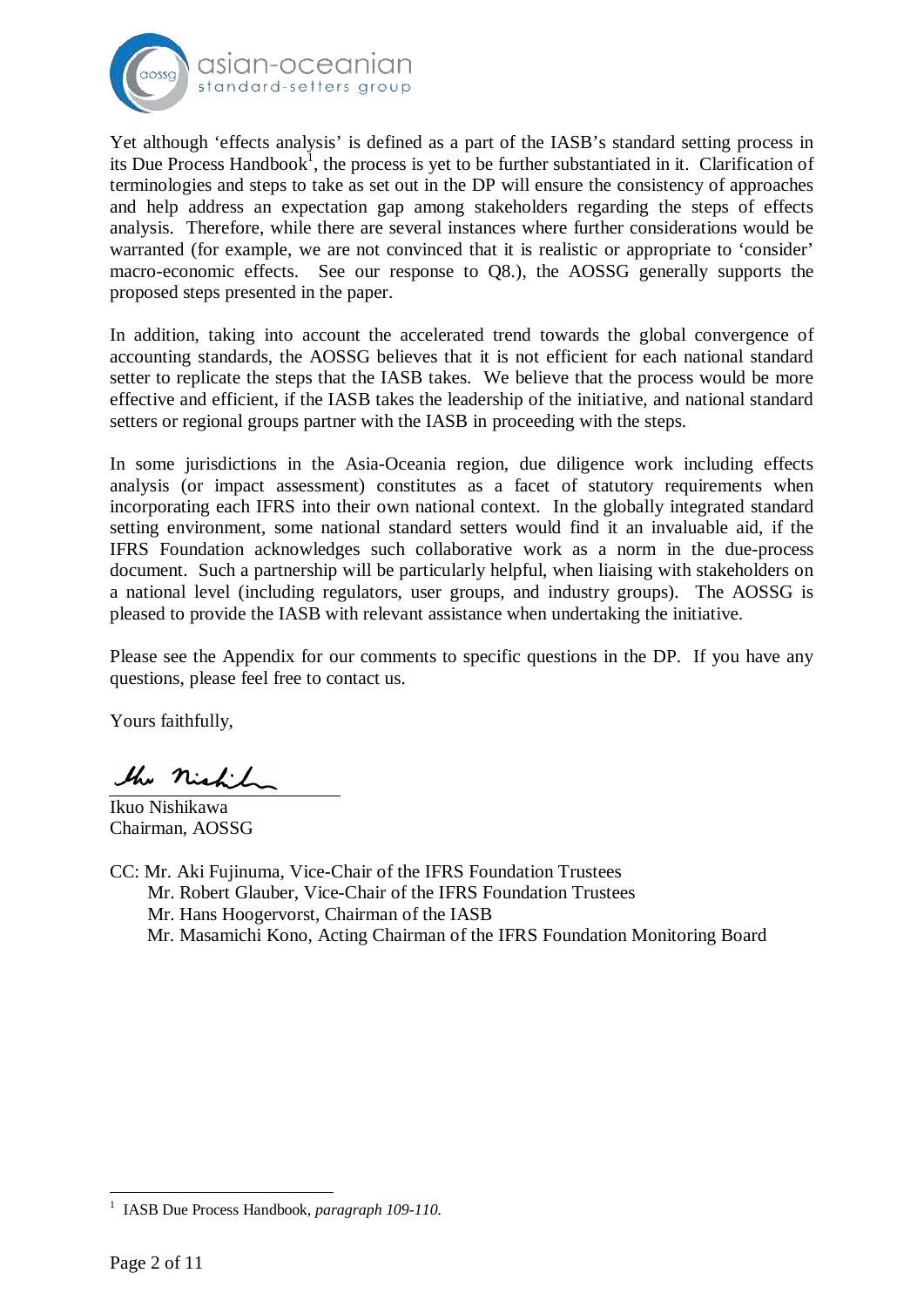Yet although 'effects analysis' is defined as a part of the IASB's standard setting process in its Due Process Handbook[1], the process is yet to be further substantiated in it. Clarification of terminologies and steps to take as set out in the DP will ensure the consistency of approaches and help address an expectation gap among stakeholders regarding the steps of effects analysis. Therefore, while there are several instances where further considerations would be warranted (for example, we are not convinced that it is realistic or appropriate to 'consider' macro-economic effects. See our response to Q8.), the AOSSG generally supports the proposed steps presented in the paper.

In addition, taking into account the accelerated trend towards the global convergence of accounting standards, the AOSSG believes that it is not efficient for each national standard setter to replicate the steps that the IASB takes. We believe that the process would be more effective and efficient, if the IASB takes the leadership of the initiative, and national standard setters or regional groups partner with the IASB in proceeding with the steps.

In some jurisdictions in the Asia-Oceania region, due diligence work including effects analysis (or impact assessment) constitutes as a facet of statutory requirements when incorporating each IFRS into their own national context. In the globally integrated standard setting environment, some national standard setters would find it an invaluable aid, if the IFRS Foundation acknowledges such collaborative work as a norm in the due-process document. Such a partnership will be particularly helpful, when liaising with stakeholders on a national level (including regulators, user groups, and industry groups). The AOSSG is pleased to provide the IASB with relevant assistance when undertaking the initiative.

Please see the Appendix for our comments to specific questions in the DP. If you have any questions, please feel free to contact us.

Yours faithfully,

Ikuo Nishikawa
Chairman, AOSSG

CC: Mr. Aki Fujinuma, Vice-Chair of the IFRS Foundation Trustees
Mr. Robert Glauber, Vice-Chair of the IFRS Foundation Trustees
Mr. Hans Hoogervorst, Chairman of the IASB
Mr. Masamichi Kono, Acting Chairman of the IFRS Foundation Monitoring Board

---

[1] IASB Due Process Handbook, *paragraph 109-110.*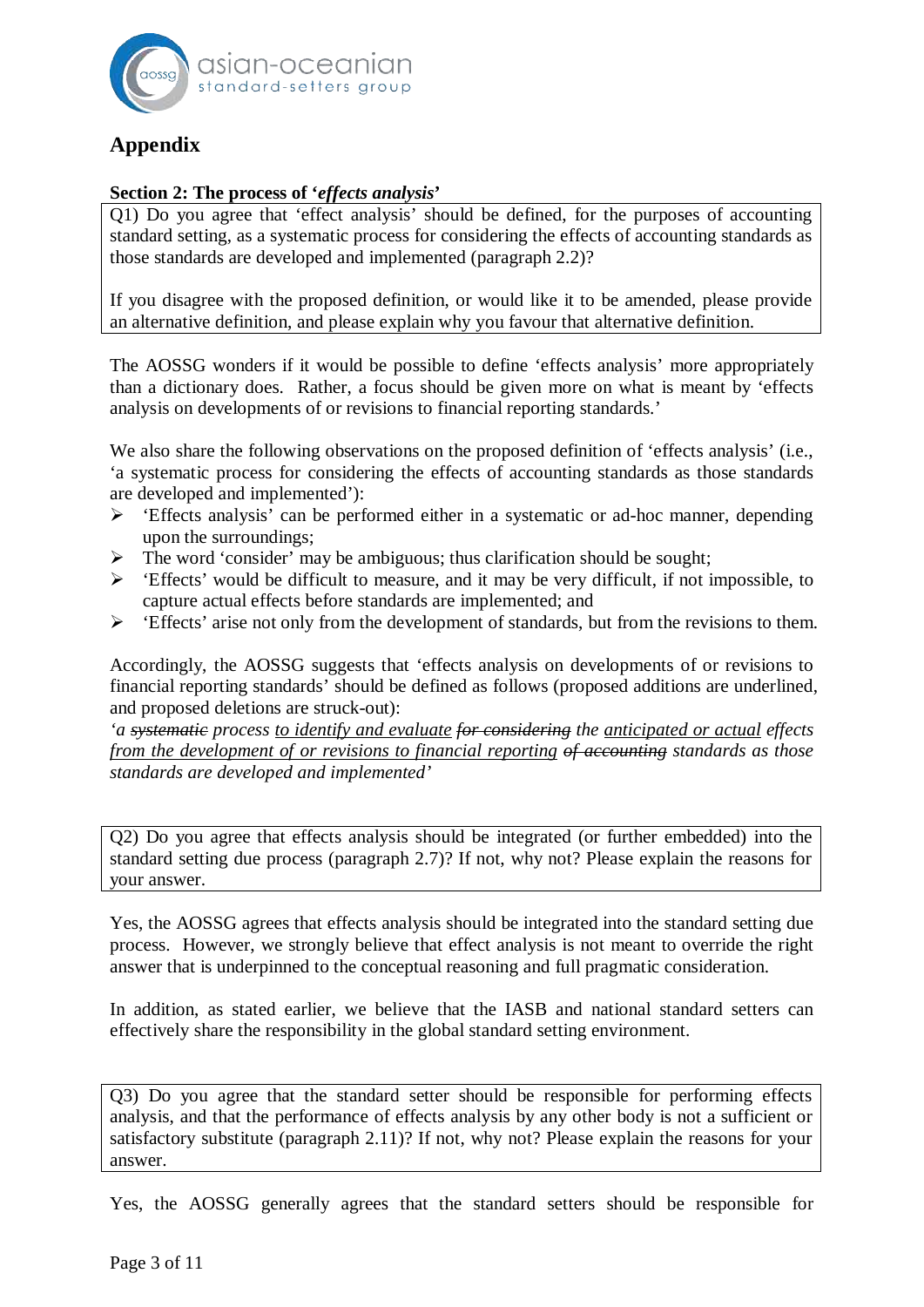## Appendix

**Section 2: The process of '*effects analysis*'**

Q1) Do you agree that 'effect analysis' should be defined, for the purposes of accounting standard setting, as a systematic process for considering the effects of accounting standards as those standards are developed and implemented (paragraph 2.2)?

If you disagree with the proposed definition, or would like it to be amended, please provide an alternative definition, and please explain why you favour that alternative definition.

The AOSSG wonders if it would be possible to define 'effects analysis' more appropriately than a dictionary does. Rather, a focus should be given more on what is meant by 'effects analysis on developments of or revisions to financial reporting standards.'

We also share the following observations on the proposed definition of 'effects analysis' (i.e., 'a systematic process for considering the effects of accounting standards as those standards are developed and implemented'):

- 'Effects analysis' can be performed either in a systematic or ad-hoc manner, depending upon the surroundings;
- The word 'consider' may be ambiguous; thus clarification should be sought;
- 'Effects' would be difficult to measure, and it may be very difficult, if not impossible, to capture actual effects before standards are implemented; and
- 'Effects' arise not only from the development of standards, but from the revisions to them.

Accordingly, the AOSSG suggests that 'effects analysis on developments of or revisions to financial reporting standards' should be defined as follows (proposed additions are underlined, and proposed deletions are struck-out):

*'a ~~systematic~~ process <u>to identify and evaluate</u> ~~for considering~~ the <u>anticipated or actual</u> effects <u>from the development of or revisions to financial reporting</u> ~~of accounting~~ standards as those standards are developed and implemented'*

Q2) Do you agree that effects analysis should be integrated (or further embedded) into the standard setting due process (paragraph 2.7)? If not, why not? Please explain the reasons for your answer.

Yes, the AOSSG agrees that effects analysis should be integrated into the standard setting due process. However, we strongly believe that effect analysis is not meant to override the right answer that is underpinned to the conceptual reasoning and full pragmatic consideration.

In addition, as stated earlier, we believe that the IASB and national standard setters can effectively share the responsibility in the global standard setting environment.

Q3) Do you agree that the standard setter should be responsible for performing effects analysis, and that the performance of effects analysis by any other body is not a sufficient or satisfactory substitute (paragraph 2.11)? If not, why not? Please explain the reasons for your answer.

Yes, the AOSSG generally agrees that the standard setters should be responsible for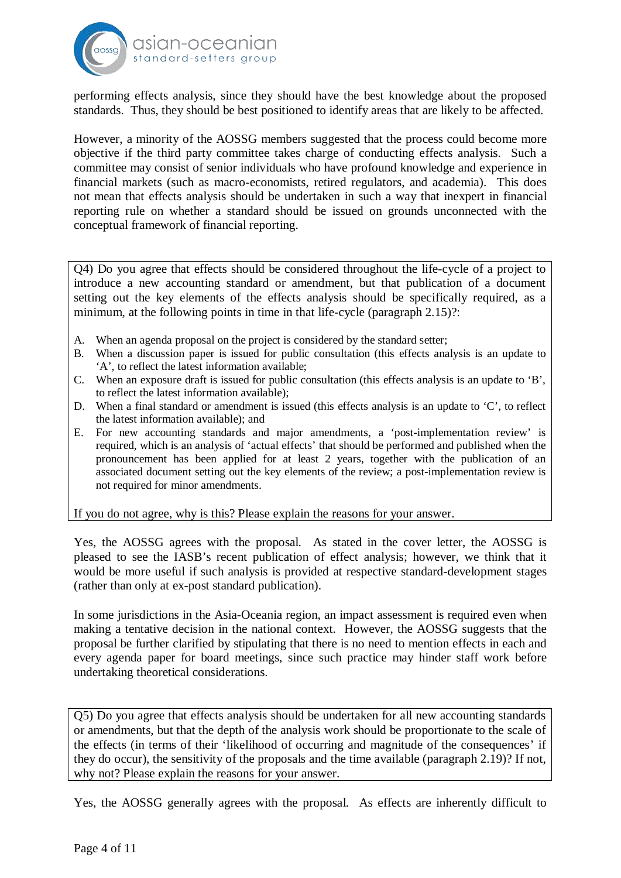performing effects analysis, since they should have the best knowledge about the proposed standards. Thus, they should be best positioned to identify areas that are likely to be affected.

However, a minority of the AOSSG members suggested that the process could become more objective if the third party committee takes charge of conducting effects analysis. Such a committee may consist of senior individuals who have profound knowledge and experience in financial markets (such as macro-economists, retired regulators, and academia). This does not mean that effects analysis should be undertaken in such a way that inexpert in financial reporting rule on whether a standard should be issued on grounds unconnected with the conceptual framework of financial reporting.

> Q4) Do you agree that effects should be considered throughout the life-cycle of a project to introduce a new accounting standard or amendment, but that publication of a document setting out the key elements of the effects analysis should be specifically required, as a minimum, at the following points in time in that life-cycle (paragraph 2.15)?:
>
> A. When an agenda proposal on the project is considered by the standard setter;
> B. When a discussion paper is issued for public consultation (this effects analysis is an update to 'A', to reflect the latest information available;
> C. When an exposure draft is issued for public consultation (this effects analysis is an update to 'B', to reflect the latest information available);
> D. When a final standard or amendment is issued (this effects analysis is an update to 'C', to reflect the latest information available); and
> E. For new accounting standards and major amendments, a 'post-implementation review' is required, which is an analysis of 'actual effects' that should be performed and published when the pronouncement has been applied for at least 2 years, together with the publication of an associated document setting out the key elements of the review; a post-implementation review is not required for minor amendments.
>
> If you do not agree, why is this? Please explain the reasons for your answer.

Yes, the AOSSG agrees with the proposal. As stated in the cover letter, the AOSSG is pleased to see the IASB's recent publication of effect analysis; however, we think that it would be more useful if such analysis is provided at respective standard-development stages (rather than only at ex-post standard publication).

In some jurisdictions in the Asia-Oceania region, an impact assessment is required even when making a tentative decision in the national context. However, the AOSSG suggests that the proposal be further clarified by stipulating that there is no need to mention effects in each and every agenda paper for board meetings, since such practice may hinder staff work before undertaking theoretical considerations.

> Q5) Do you agree that effects analysis should be undertaken for all new accounting standards or amendments, but that the depth of the analysis work should be proportionate to the scale of the effects (in terms of their 'likelihood of occurring and magnitude of the consequences' if they do occur), the sensitivity of the proposals and the time available (paragraph 2.19)? If not, why not? Please explain the reasons for your answer.

Yes, the AOSSG generally agrees with the proposal. As effects are inherently difficult to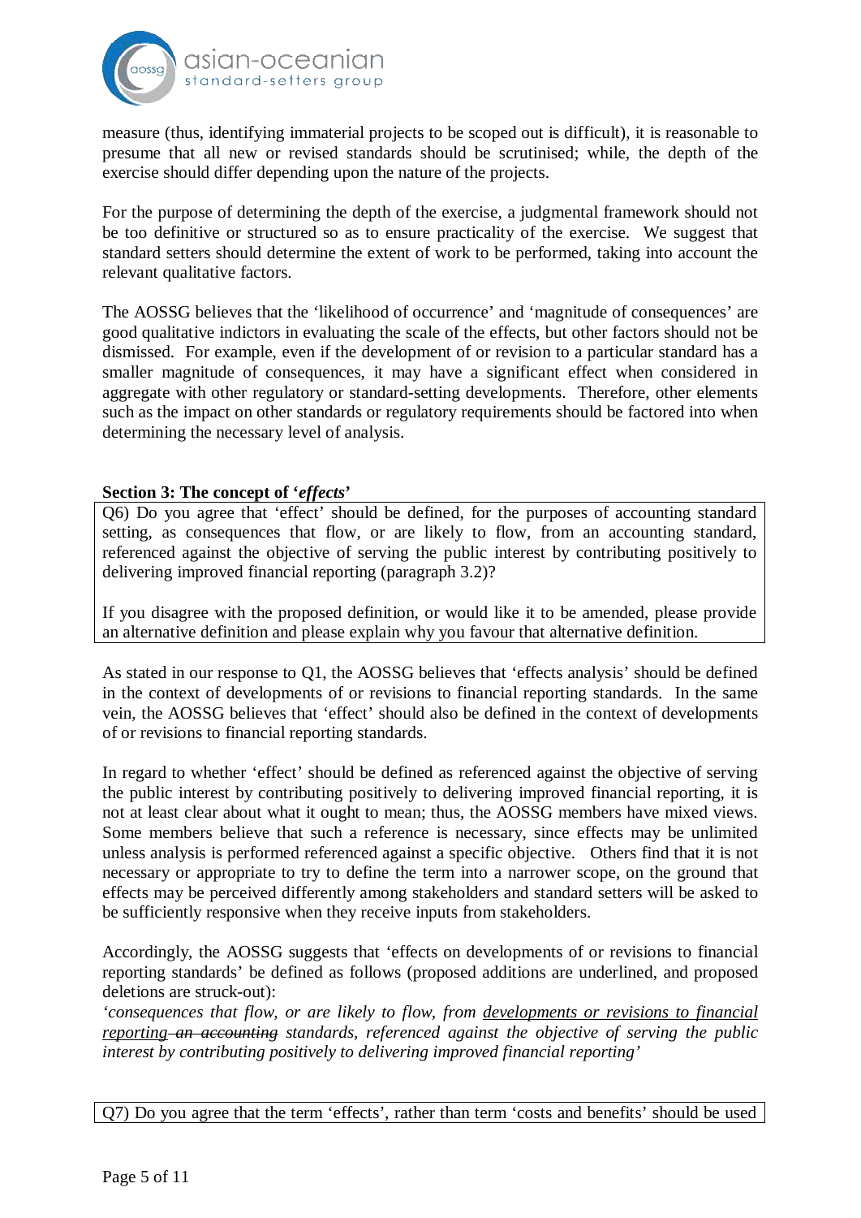measure (thus, identifying immaterial projects to be scoped out is difficult), it is reasonable to presume that all new or revised standards should be scrutinised; while, the depth of the exercise should differ depending upon the nature of the projects.

For the purpose of determining the depth of the exercise, a judgmental framework should not be too definitive or structured so as to ensure practicality of the exercise. We suggest that standard setters should determine the extent of work to be performed, taking into account the relevant qualitative factors.

The AOSSG believes that the 'likelihood of occurrence' and 'magnitude of consequences' are good qualitative indictors in evaluating the scale of the effects, but other factors should not be dismissed. For example, even if the development of or revision to a particular standard has a smaller magnitude of consequences, it may have a significant effect when considered in aggregate with other regulatory or standard-setting developments. Therefore, other elements such as the impact on other standards or regulatory requirements should be factored into when determining the necessary level of analysis.

**Section 3: The concept of '*effects*'**

> Q6) Do you agree that 'effect' should be defined, for the purposes of accounting standard setting, as consequences that flow, or are likely to flow, from an accounting standard, referenced against the objective of serving the public interest by contributing positively to delivering improved financial reporting (paragraph 3.2)?
>
> If you disagree with the proposed definition, or would like it to be amended, please provide an alternative definition and please explain why you favour that alternative definition.

As stated in our response to Q1, the AOSSG believes that 'effects analysis' should be defined in the context of developments of or revisions to financial reporting standards. In the same vein, the AOSSG believes that 'effect' should also be defined in the context of developments of or revisions to financial reporting standards.

In regard to whether 'effect' should be defined as referenced against the objective of serving the public interest by contributing positively to delivering improved financial reporting, it is not at least clear about what it ought to mean; thus, the AOSSG members have mixed views. Some members believe that such a reference is necessary, since effects may be unlimited unless analysis is performed referenced against a specific objective. Others find that it is not necessary or appropriate to try to define the term into a narrower scope, on the ground that effects may be perceived differently among stakeholders and standard setters will be asked to be sufficiently responsive when they receive inputs from stakeholders.

Accordingly, the AOSSG suggests that 'effects on developments of or revisions to financial reporting standards' be defined as follows (proposed additions are underlined, and proposed deletions are struck-out):

*'consequences that flow, or are likely to flow, from <u>developments or revisions to financial reporting</u> ~~an accounting~~ standards, referenced against the objective of serving the public interest by contributing positively to delivering improved financial reporting'*

> Q7) Do you agree that the term 'effects', rather than term 'costs and benefits' should be used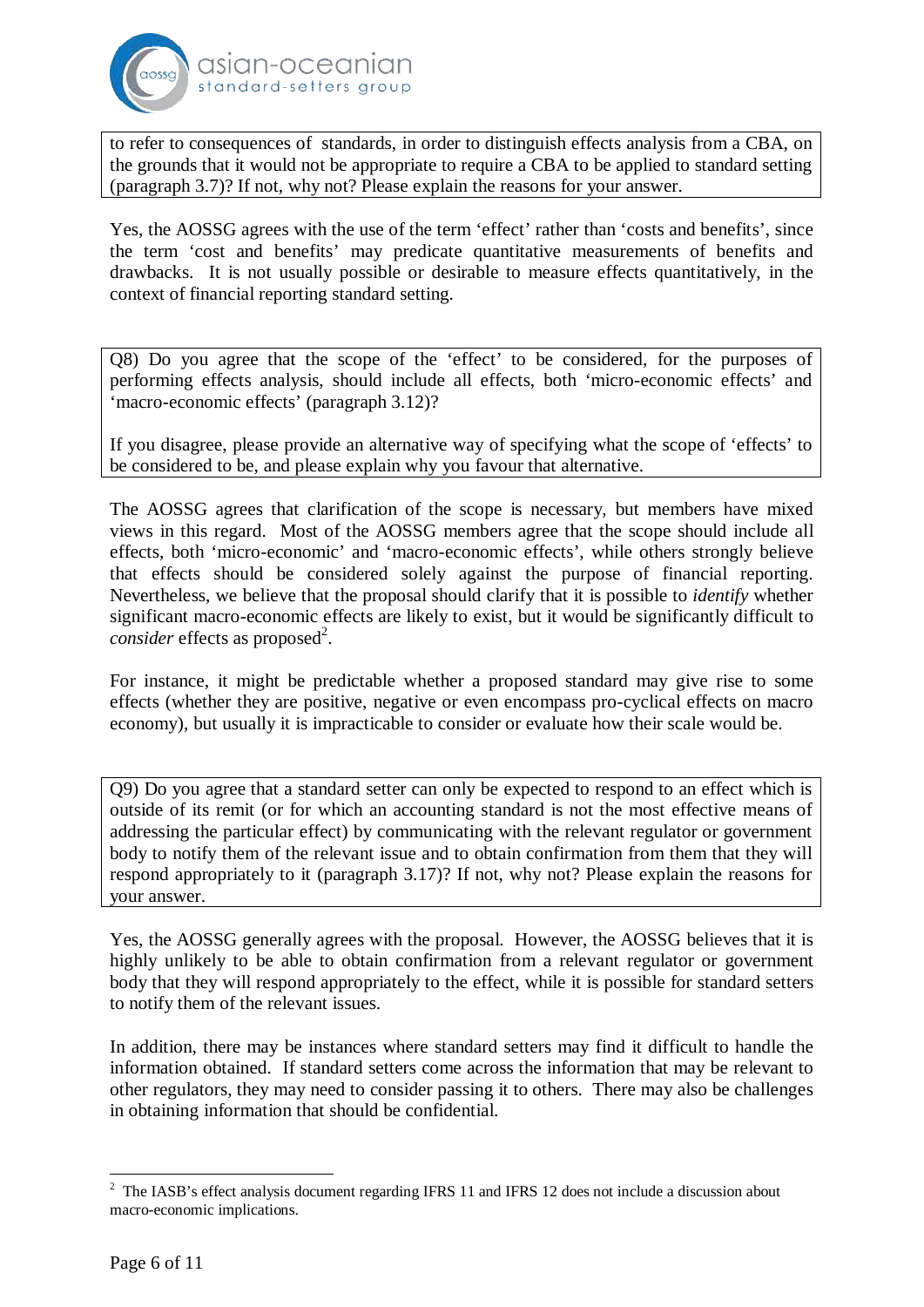to refer to consequences of standards, in order to distinguish effects analysis from a CBA, on the grounds that it would not be appropriate to require a CBA to be applied to standard setting (paragraph 3.7)? If not, why not? Please explain the reasons for your answer.

Yes, the AOSSG agrees with the use of the term 'effect' rather than 'costs and benefits', since the term 'cost and benefits' may predicate quantitative measurements of benefits and drawbacks. It is not usually possible or desirable to measure effects quantitatively, in the context of financial reporting standard setting.

Q8) Do you agree that the scope of the 'effect' to be considered, for the purposes of performing effects analysis, should include all effects, both 'micro-economic effects' and 'macro-economic effects' (paragraph 3.12)?

If you disagree, please provide an alternative way of specifying what the scope of 'effects' to be considered to be, and please explain why you favour that alternative.

The AOSSG agrees that clarification of the scope is necessary, but members have mixed views in this regard. Most of the AOSSG members agree that the scope should include all effects, both 'micro-economic' and 'macro-economic effects', while others strongly believe that effects should be considered solely against the purpose of financial reporting. Nevertheless, we believe that the proposal should clarify that it is possible to *identify* whether significant macro-economic effects are likely to exist, but it would be significantly difficult to *consider* effects as proposed[2].

For instance, it might be predictable whether a proposed standard may give rise to some effects (whether they are positive, negative or even encompass pro-cyclical effects on macro economy), but usually it is impracticable to consider or evaluate how their scale would be.

Q9) Do you agree that a standard setter can only be expected to respond to an effect which is outside of its remit (or for which an accounting standard is not the most effective means of addressing the particular effect) by communicating with the relevant regulator or government body to notify them of the relevant issue and to obtain confirmation from them that they will respond appropriately to it (paragraph 3.17)? If not, why not? Please explain the reasons for your answer.

Yes, the AOSSG generally agrees with the proposal. However, the AOSSG believes that it is highly unlikely to be able to obtain confirmation from a relevant regulator or government body that they will respond appropriately to the effect, while it is possible for standard setters to notify them of the relevant issues.

In addition, there may be instances where standard setters may find it difficult to handle the information obtained. If standard setters come across the information that may be relevant to other regulators, they may need to consider passing it to others. There may also be challenges in obtaining information that should be confidential.

---

[2] The IASB's effect analysis document regarding IFRS 11 and IFRS 12 does not include a discussion about macro-economic implications.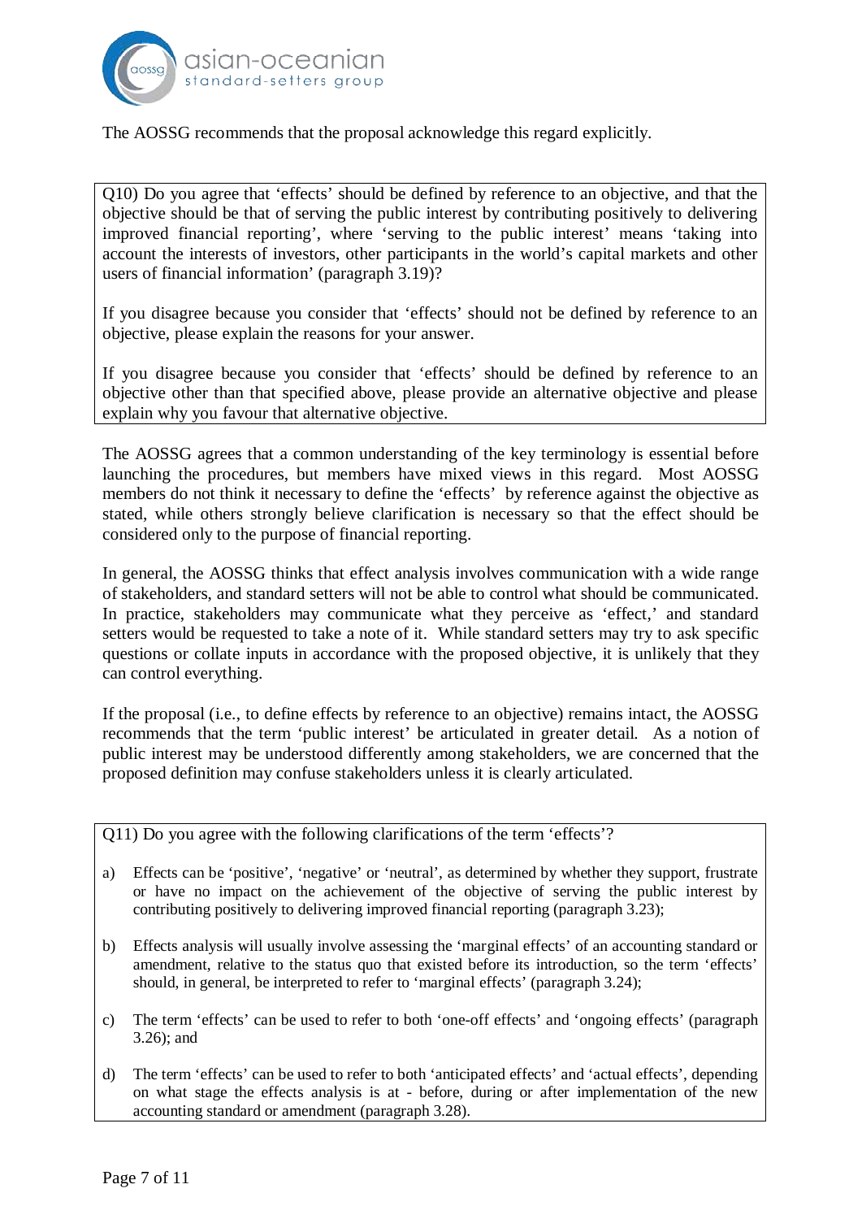The AOSSG recommends that the proposal acknowledge this regard explicitly.

> Q10) Do you agree that 'effects' should be defined by reference to an objective, and that the objective should be that of serving the public interest by contributing positively to delivering improved financial reporting', where 'serving to the public interest' means 'taking into account the interests of investors, other participants in the world's capital markets and other users of financial information' (paragraph 3.19)?
>
> If you disagree because you consider that 'effects' should not be defined by reference to an objective, please explain the reasons for your answer.
>
> If you disagree because you consider that 'effects' should be defined by reference to an objective other than that specified above, please provide an alternative objective and please explain why you favour that alternative objective.

The AOSSG agrees that a common understanding of the key terminology is essential before launching the procedures, but members have mixed views in this regard. Most AOSSG members do not think it necessary to define the 'effects' by reference against the objective as stated, while others strongly believe clarification is necessary so that the effect should be considered only to the purpose of financial reporting.

In general, the AOSSG thinks that effect analysis involves communication with a wide range of stakeholders, and standard setters will not be able to control what should be communicated. In practice, stakeholders may communicate what they perceive as 'effect,' and standard setters would be requested to take a note of it. While standard setters may try to ask specific questions or collate inputs in accordance with the proposed objective, it is unlikely that they can control everything.

If the proposal (i.e., to define effects by reference to an objective) remains intact, the AOSSG recommends that the term 'public interest' be articulated in greater detail. As a notion of public interest may be understood differently among stakeholders, we are concerned that the proposed definition may confuse stakeholders unless it is clearly articulated.

> Q11) Do you agree with the following clarifications of the term 'effects'?
>
> a) Effects can be 'positive', 'negative' or 'neutral', as determined by whether they support, frustrate or have no impact on the achievement of the objective of serving the public interest by contributing positively to delivering improved financial reporting (paragraph 3.23);
>
> b) Effects analysis will usually involve assessing the 'marginal effects' of an accounting standard or amendment, relative to the status quo that existed before its introduction, so the term 'effects' should, in general, be interpreted to refer to 'marginal effects' (paragraph 3.24);
>
> c) The term 'effects' can be used to refer to both 'one-off effects' and 'ongoing effects' (paragraph 3.26); and
>
> d) The term 'effects' can be used to refer to both 'anticipated effects' and 'actual effects', depending on what stage the effects analysis is at - before, during or after implementation of the new accounting standard or amendment (paragraph 3.28).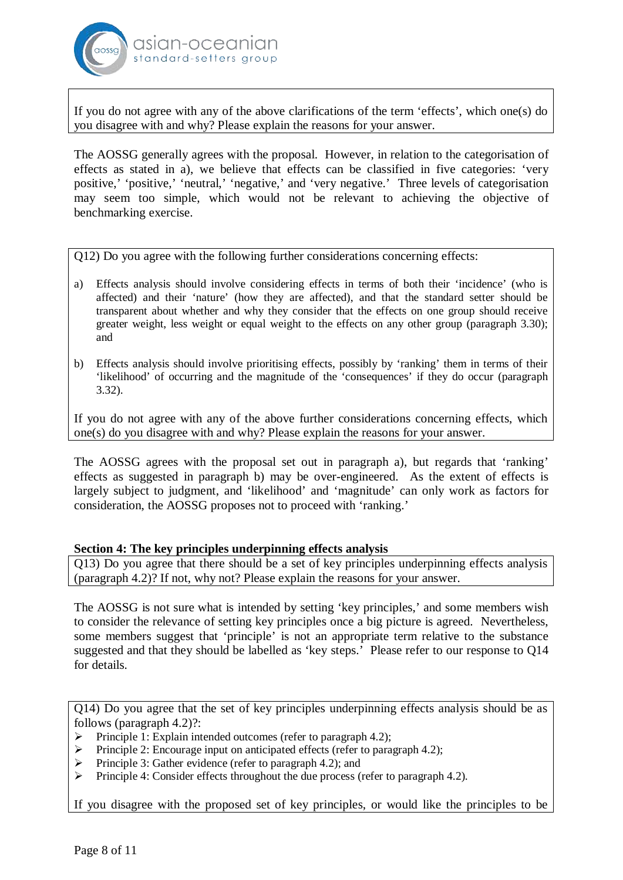If you do not agree with any of the above clarifications of the term 'effects', which one(s) do you disagree with and why? Please explain the reasons for your answer.

The AOSSG generally agrees with the proposal. However, in relation to the categorisation of effects as stated in a), we believe that effects can be classified in five categories: 'very positive,' 'positive,' 'neutral,' 'negative,' and 'very negative.' Three levels of categorisation may seem too simple, which would not be relevant to achieving the objective of benchmarking exercise.

Q12) Do you agree with the following further considerations concerning effects:

a) Effects analysis should involve considering effects in terms of both their 'incidence' (who is affected) and their 'nature' (how they are affected), and that the standard setter should be transparent about whether and why they consider that the effects on one group should receive greater weight, less weight or equal weight to the effects on any other group (paragraph 3.30); and

b) Effects analysis should involve prioritising effects, possibly by 'ranking' them in terms of their 'likelihood' of occurring and the magnitude of the 'consequences' if they do occur (paragraph 3.32).

If you do not agree with any of the above further considerations concerning effects, which one(s) do you disagree with and why? Please explain the reasons for your answer.

The AOSSG agrees with the proposal set out in paragraph a), but regards that 'ranking' effects as suggested in paragraph b) may be over-engineered. As the extent of effects is largely subject to judgment, and 'likelihood' and 'magnitude' can only work as factors for consideration, the AOSSG proposes not to proceed with 'ranking.'

**Section 4: The key principles underpinning effects analysis**

Q13) Do you agree that there should be a set of key principles underpinning effects analysis (paragraph 4.2)? If not, why not? Please explain the reasons for your answer.

The AOSSG is not sure what is intended by setting 'key principles,' and some members wish to consider the relevance of setting key principles once a big picture is agreed. Nevertheless, some members suggest that 'principle' is not an appropriate term relative to the substance suggested and that they should be labelled as 'key steps.' Please refer to our response to Q14 for details.

Q14) Do you agree that the set of key principles underpinning effects analysis should be as follows (paragraph 4.2)?:

- Principle 1: Explain intended outcomes (refer to paragraph 4.2);
- Principle 2: Encourage input on anticipated effects (refer to paragraph 4.2);
- Principle 3: Gather evidence (refer to paragraph 4.2); and
- Principle 4: Consider effects throughout the due process (refer to paragraph 4.2).

If you disagree with the proposed set of key principles, or would like the principles to be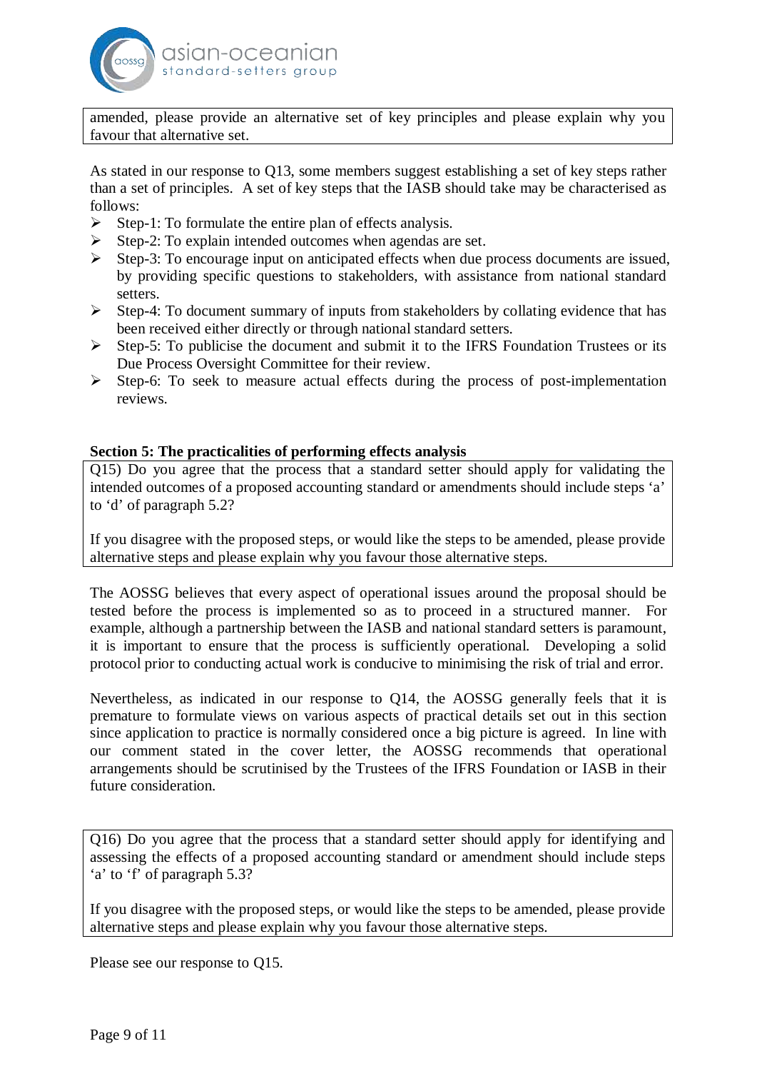amended, please provide an alternative set of key principles and please explain why you favour that alternative set.

As stated in our response to Q13, some members suggest establishing a set of key steps rather than a set of principles. A set of key steps that the IASB should take may be characterised as follows:

- Step-1: To formulate the entire plan of effects analysis.
- Step-2: To explain intended outcomes when agendas are set.
- Step-3: To encourage input on anticipated effects when due process documents are issued, by providing specific questions to stakeholders, with assistance from national standard setters.
- Step-4: To document summary of inputs from stakeholders by collating evidence that has been received either directly or through national standard setters.
- Step-5: To publicise the document and submit it to the IFRS Foundation Trustees or its Due Process Oversight Committee for their review.
- Step-6: To seek to measure actual effects during the process of post-implementation reviews.

**Section 5: The practicalities of performing effects analysis**

Q15) Do you agree that the process that a standard setter should apply for validating the intended outcomes of a proposed accounting standard or amendments should include steps 'a' to 'd' of paragraph 5.2?

If you disagree with the proposed steps, or would like the steps to be amended, please provide alternative steps and please explain why you favour those alternative steps.

The AOSSG believes that every aspect of operational issues around the proposal should be tested before the process is implemented so as to proceed in a structured manner. For example, although a partnership between the IASB and national standard setters is paramount, it is important to ensure that the process is sufficiently operational. Developing a solid protocol prior to conducting actual work is conducive to minimising the risk of trial and error.

Nevertheless, as indicated in our response to Q14, the AOSSG generally feels that it is premature to formulate views on various aspects of practical details set out in this section since application to practice is normally considered once a big picture is agreed. In line with our comment stated in the cover letter, the AOSSG recommends that operational arrangements should be scrutinised by the Trustees of the IFRS Foundation or IASB in their future consideration.

Q16) Do you agree that the process that a standard setter should apply for identifying and assessing the effects of a proposed accounting standard or amendment should include steps 'a' to 'f' of paragraph 5.3?

If you disagree with the proposed steps, or would like the steps to be amended, please provide alternative steps and please explain why you favour those alternative steps.

Please see our response to Q15.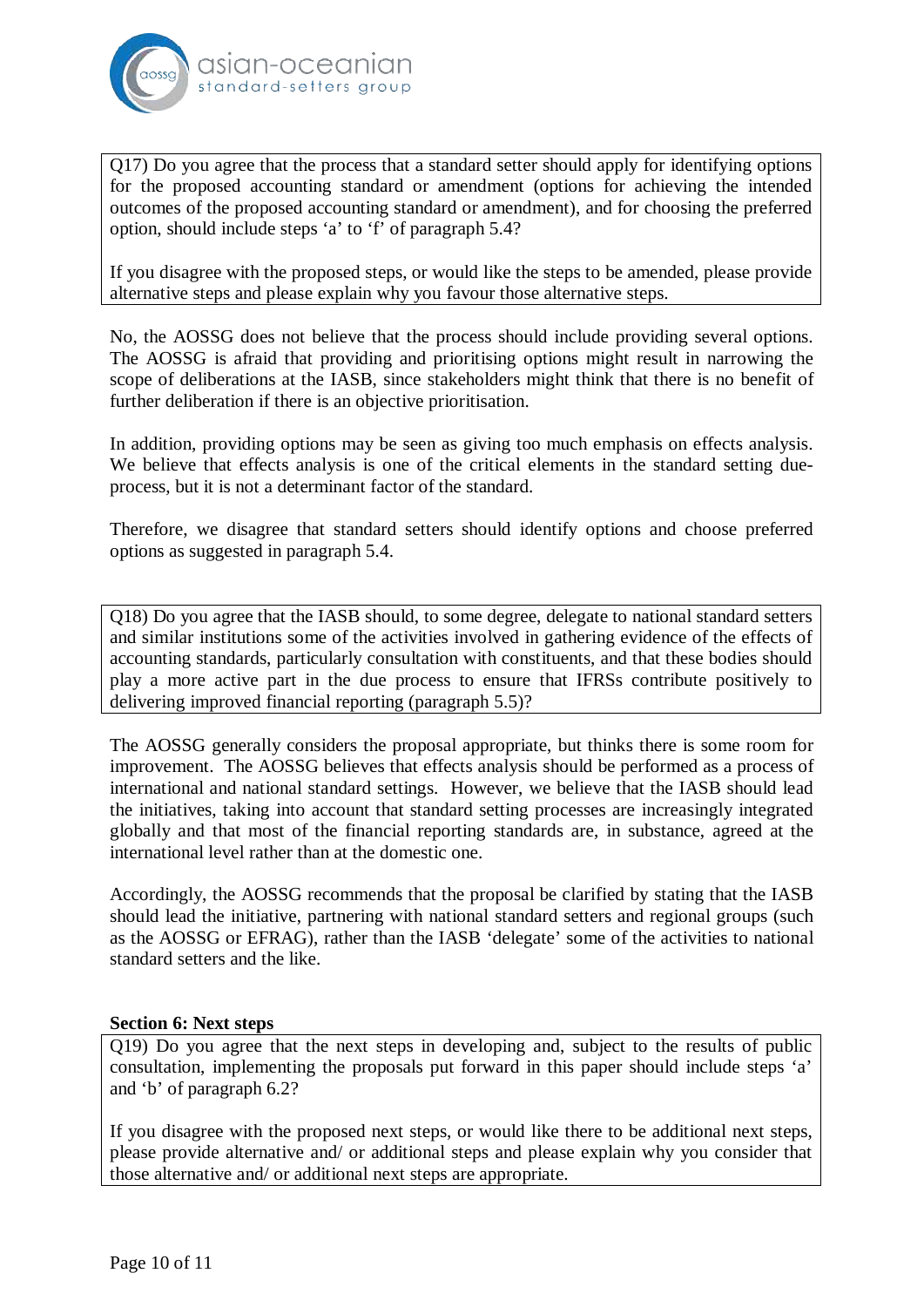Q17) Do you agree that the process that a standard setter should apply for identifying options for the proposed accounting standard or amendment (options for achieving the intended outcomes of the proposed accounting standard or amendment), and for choosing the preferred option, should include steps 'a' to 'f' of paragraph 5.4?

If you disagree with the proposed steps, or would like the steps to be amended, please provide alternative steps and please explain why you favour those alternative steps.

No, the AOSSG does not believe that the process should include providing several options. The AOSSG is afraid that providing and prioritising options might result in narrowing the scope of deliberations at the IASB, since stakeholders might think that there is no benefit of further deliberation if there is an objective prioritisation.

In addition, providing options may be seen as giving too much emphasis on effects analysis. We believe that effects analysis is one of the critical elements in the standard setting due-process, but it is not a determinant factor of the standard.

Therefore, we disagree that standard setters should identify options and choose preferred options as suggested in paragraph 5.4.

Q18) Do you agree that the IASB should, to some degree, delegate to national standard setters and similar institutions some of the activities involved in gathering evidence of the effects of accounting standards, particularly consultation with constituents, and that these bodies should play a more active part in the due process to ensure that IFRSs contribute positively to delivering improved financial reporting (paragraph 5.5)?

The AOSSG generally considers the proposal appropriate, but thinks there is some room for improvement. The AOSSG believes that effects analysis should be performed as a process of international and national standard settings. However, we believe that the IASB should lead the initiatives, taking into account that standard setting processes are increasingly integrated globally and that most of the financial reporting standards are, in substance, agreed at the international level rather than at the domestic one.

Accordingly, the AOSSG recommends that the proposal be clarified by stating that the IASB should lead the initiative, partnering with national standard setters and regional groups (such as the AOSSG or EFRAG), rather than the IASB 'delegate' some of the activities to national standard setters and the like.

**Section 6: Next steps**

Q19) Do you agree that the next steps in developing and, subject to the results of public consultation, implementing the proposals put forward in this paper should include steps 'a' and 'b' of paragraph 6.2?

If you disagree with the proposed next steps, or would like there to be additional next steps, please provide alternative and/ or additional steps and please explain why you consider that those alternative and/ or additional next steps are appropriate.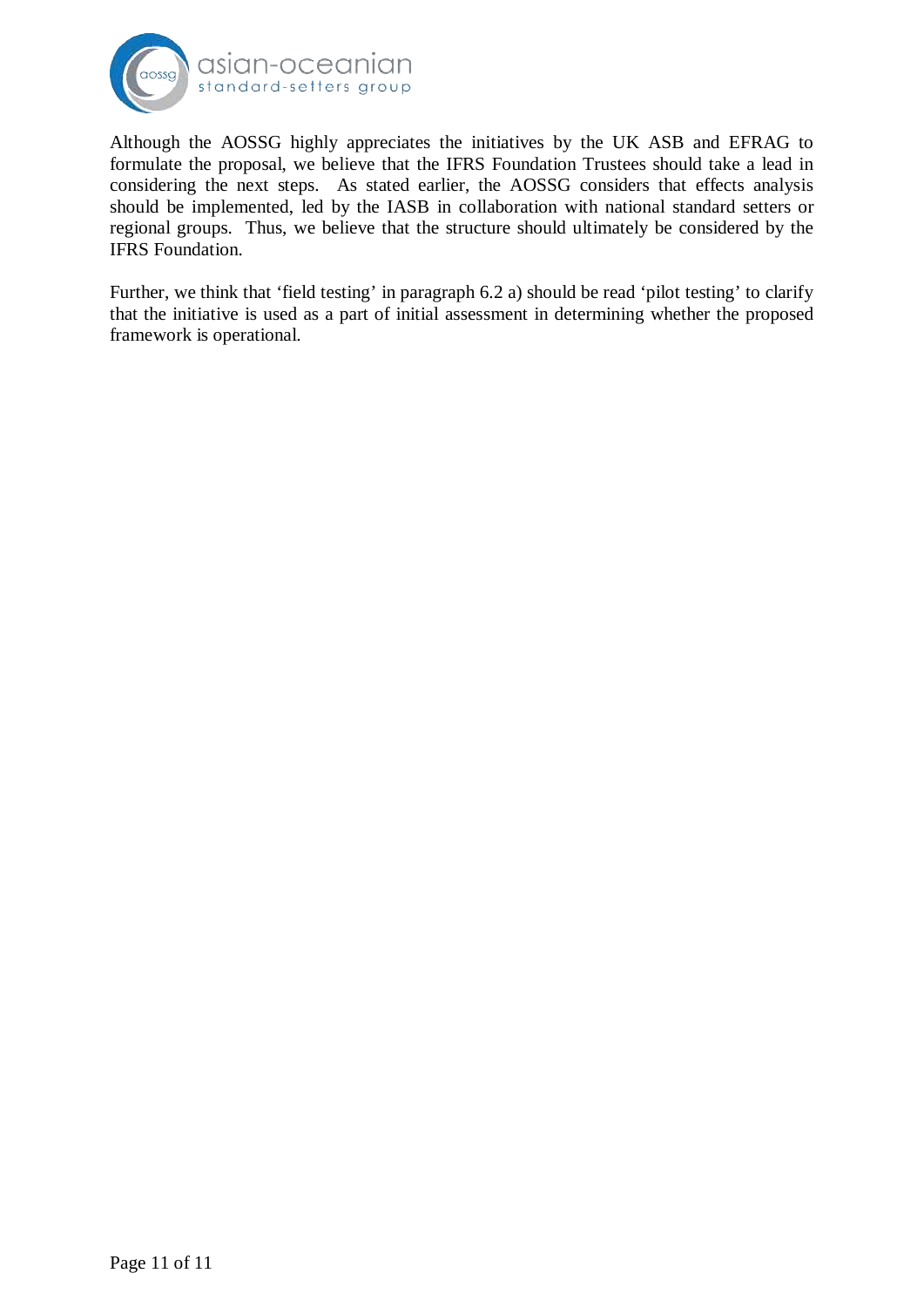Although the AOSSG highly appreciates the initiatives by the UK ASB and EFRAG to formulate the proposal, we believe that the IFRS Foundation Trustees should take a lead in considering the next steps. As stated earlier, the AOSSG considers that effects analysis should be implemented, led by the IASB in collaboration with national standard setters or regional groups. Thus, we believe that the structure should ultimately be considered by the IFRS Foundation.

Further, we think that 'field testing' in paragraph 6.2 a) should be read 'pilot testing' to clarify that the initiative is used as a part of initial assessment in determining whether the proposed framework is operational.